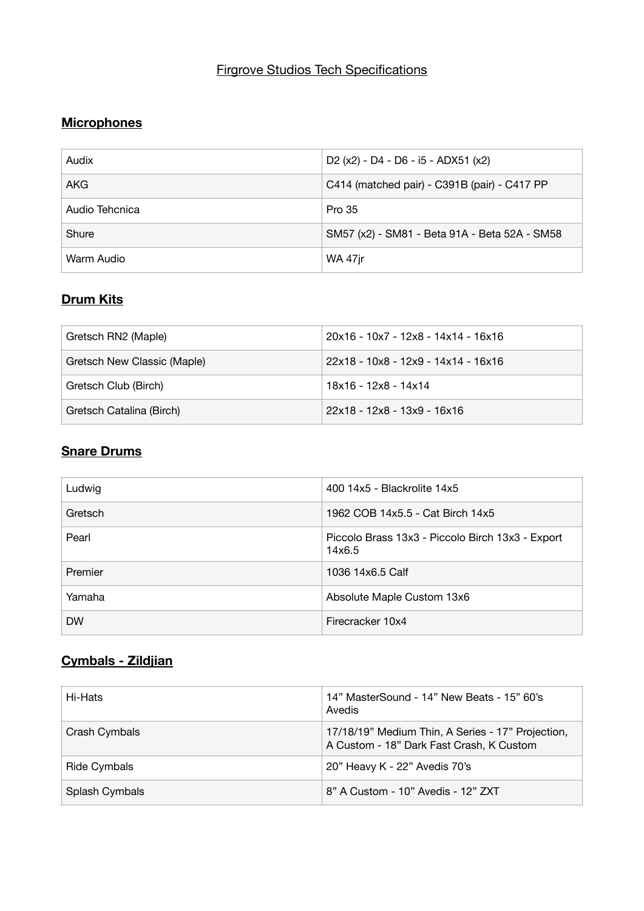# Firgrove Studios Tech Specifications

## **Microphones**

| | |
|---|---|
| Audix | D2 (x2) - D4 - D6 - i5 - ADX51 (x2) |
| AKG | C414 (matched pair) - C391B (pair) - C417 PP |
| Audio Tehcnica | Pro 35 |
| Shure | SM57 (x2) - SM81 - Beta 91A - Beta 52A - SM58 |
| Warm Audio | WA 47jr |

## **Drum Kits**

| | |
|---|---|
| Gretsch RN2 (Maple) | 20x16 - 10x7 - 12x8 - 14x14 - 16x16 |
| Gretsch New Classic (Maple) | 22x18 - 10x8 - 12x9 - 14x14 - 16x16 |
| Gretsch Club (Birch) | 18x16 - 12x8 - 14x14 |
| Gretsch Catalina (Birch) | 22x18 - 12x8 - 13x9 - 16x16 |

## **Snare Drums**

| | |
|---|---|
| Ludwig | 400 14x5 - Blackrolite 14x5 |
| Gretsch | 1962 COB 14x5.5 - Cat Birch 14x5 |
| Pearl | Piccolo Brass 13x3 - Piccolo Birch 13x3 - Export 14x6.5 |
| Premier | 1036 14x6.5 Calf |
| Yamaha | Absolute Maple Custom 13x6 |
| DW | Firecracker 10x4 |

## **Cymbals - Zildjian**

| | |
|---|---|
| Hi-Hats | 14” MasterSound - 14” New Beats - 15” 60’s Avedis |
| Crash Cymbals | 17/18/19” Medium Thin, A Series - 17” Projection, A Custom - 18” Dark Fast Crash, K Custom |
| Ride Cymbals | 20” Heavy K - 22” Avedis 70’s |
| Splash Cymbals | 8” A Custom - 10” Avedis - 12” ZXT |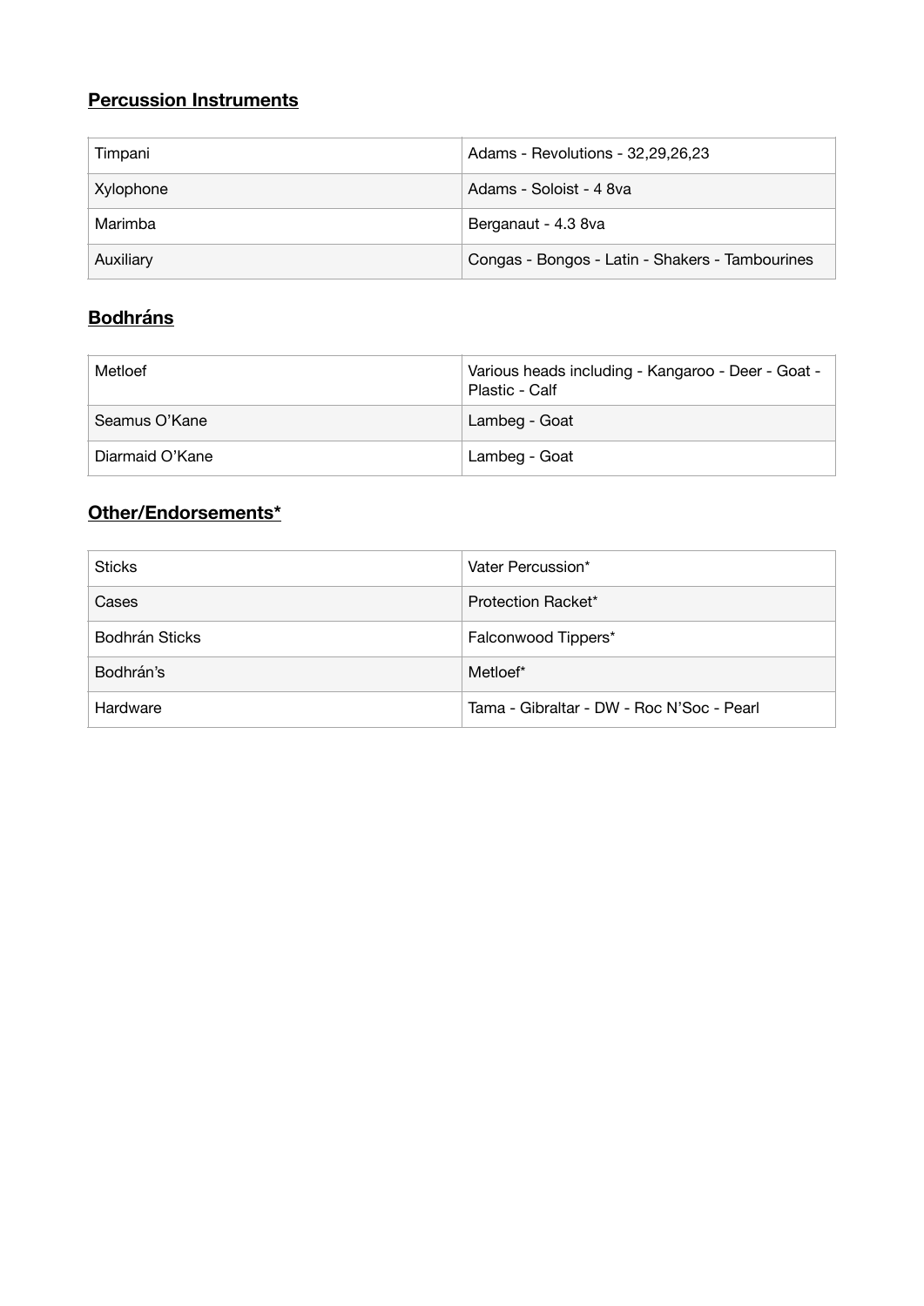## **Percussion Instruments**

| | |
|---|---|
| Timpani | Adams - Revolutions - 32,29,26,23 |
| Xylophone | Adams - Soloist - 4 8va |
| Marimba | Berganaut - 4.3 8va |
| Auxiliary | Congas - Bongos - Latin - Shakers - Tambourines |

## **Bodhráns**

| | |
|---|---|
| Metloef | Various heads including - Kangaroo - Deer - Goat - Plastic - Calf |
| Seamus O'Kane | Lambeg - Goat |
| Diarmaid O'Kane | Lambeg - Goat |

## **Other/Endorsements***

| | |
|---|---|
| Sticks | Vater Percussion* |
| Cases | Protection Racket* |
| Bodhrán Sticks | Falconwood Tippers* |
| Bodhrán's | Metloef* |
| Hardware | Tama - Gibraltar - DW - Roc N'Soc - Pearl |